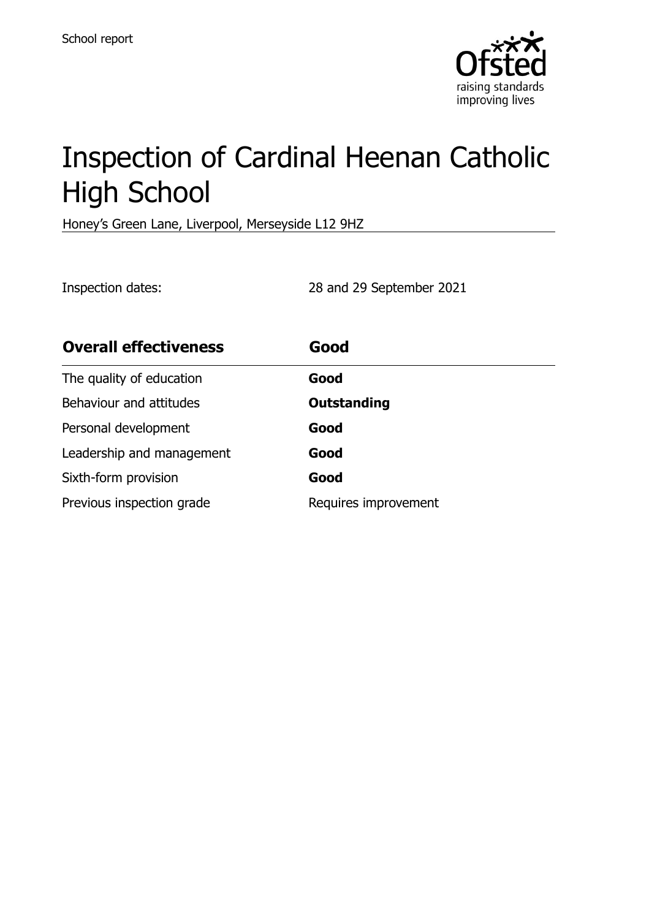School report

# Inspection of Cardinal Heenan Catholic High School

Honey's Green Lane, Liverpool, Merseyside L12 9HZ

Inspection dates: 28 and 29 September 2021

| **Overall effectiveness** | **Good** |
|---|---|
| The quality of education | **Good** |
| Behaviour and attitudes | **Outstanding** |
| Personal development | **Good** |
| Leadership and management | **Good** |
| Sixth-form provision | **Good** |
| Previous inspection grade | Requires improvement |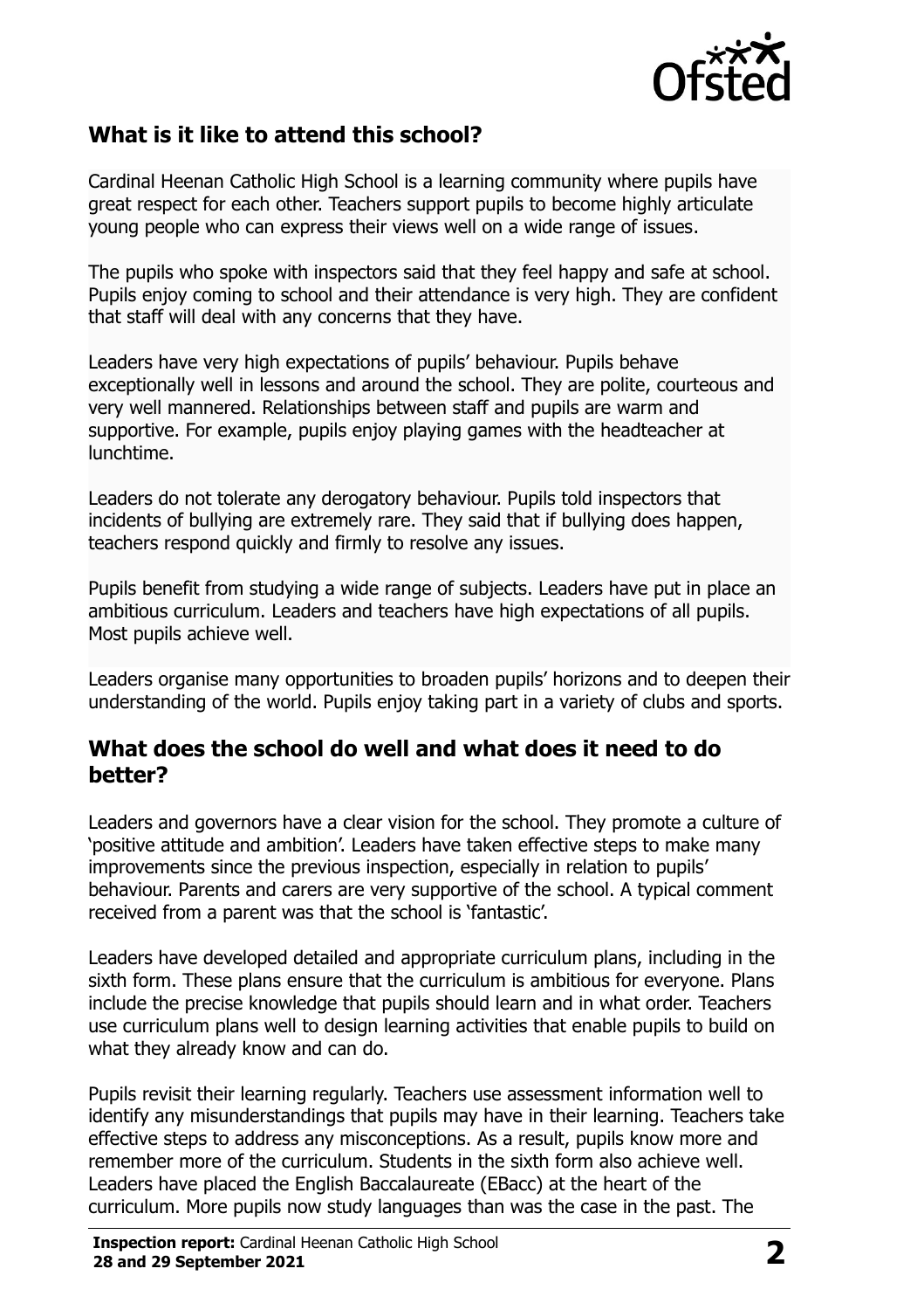## What is it like to attend this school?

Cardinal Heenan Catholic High School is a learning community where pupils have great respect for each other. Teachers support pupils to become highly articulate young people who can express their views well on a wide range of issues.

The pupils who spoke with inspectors said that they feel happy and safe at school. Pupils enjoy coming to school and their attendance is very high. They are confident that staff will deal with any concerns that they have.

Leaders have very high expectations of pupils' behaviour. Pupils behave exceptionally well in lessons and around the school. They are polite, courteous and very well mannered. Relationships between staff and pupils are warm and supportive. For example, pupils enjoy playing games with the headteacher at lunchtime.

Leaders do not tolerate any derogatory behaviour. Pupils told inspectors that incidents of bullying are extremely rare. They said that if bullying does happen, teachers respond quickly and firmly to resolve any issues.

Pupils benefit from studying a wide range of subjects. Leaders have put in place an ambitious curriculum. Leaders and teachers have high expectations of all pupils. Most pupils achieve well.

Leaders organise many opportunities to broaden pupils' horizons and to deepen their understanding of the world. Pupils enjoy taking part in a variety of clubs and sports.

## What does the school do well and what does it need to do better?

Leaders and governors have a clear vision for the school. They promote a culture of 'positive attitude and ambition'. Leaders have taken effective steps to make many improvements since the previous inspection, especially in relation to pupils' behaviour. Parents and carers are very supportive of the school. A typical comment received from a parent was that the school is 'fantastic'.

Leaders have developed detailed and appropriate curriculum plans, including in the sixth form. These plans ensure that the curriculum is ambitious for everyone. Plans include the precise knowledge that pupils should learn and in what order. Teachers use curriculum plans well to design learning activities that enable pupils to build on what they already know and can do.

Pupils revisit their learning regularly. Teachers use assessment information well to identify any misunderstandings that pupils may have in their learning. Teachers take effective steps to address any misconceptions. As a result, pupils know more and remember more of the curriculum. Students in the sixth form also achieve well. Leaders have placed the English Baccalaureate (EBacc) at the heart of the curriculum. More pupils now study languages than was the case in the past. The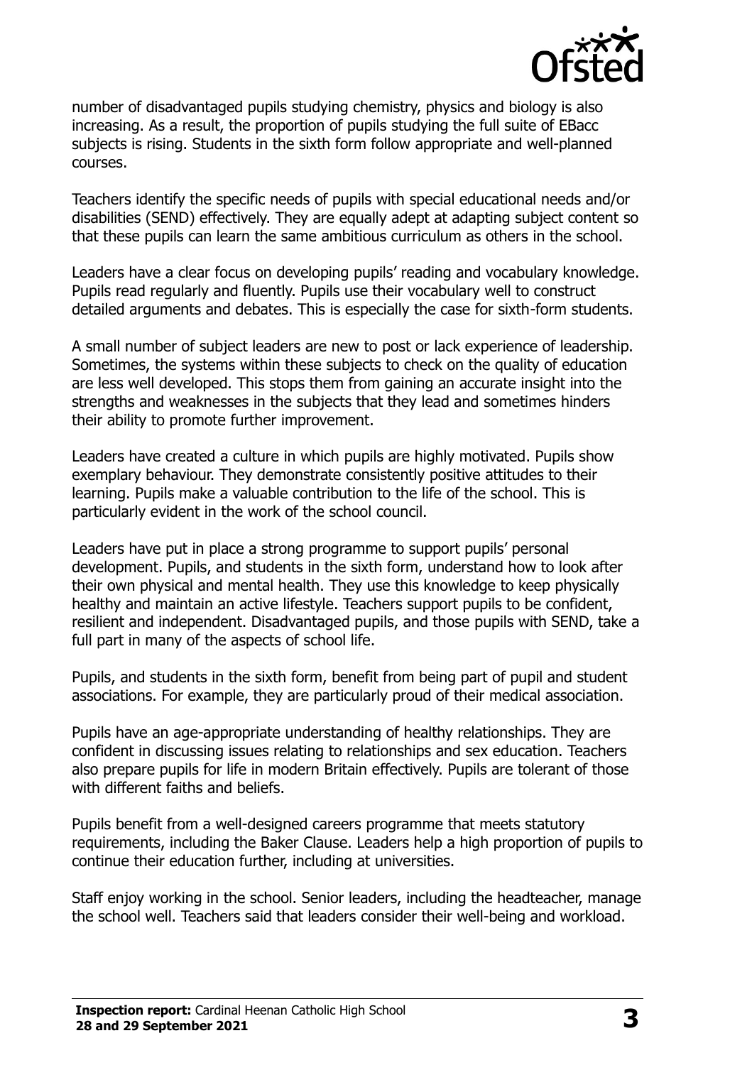number of disadvantaged pupils studying chemistry, physics and biology is also increasing. As a result, the proportion of pupils studying the full suite of EBacc subjects is rising. Students in the sixth form follow appropriate and well-planned courses.

Teachers identify the specific needs of pupils with special educational needs and/or disabilities (SEND) effectively. They are equally adept at adapting subject content so that these pupils can learn the same ambitious curriculum as others in the school.

Leaders have a clear focus on developing pupils' reading and vocabulary knowledge. Pupils read regularly and fluently. Pupils use their vocabulary well to construct detailed arguments and debates. This is especially the case for sixth-form students.

A small number of subject leaders are new to post or lack experience of leadership. Sometimes, the systems within these subjects to check on the quality of education are less well developed. This stops them from gaining an accurate insight into the strengths and weaknesses in the subjects that they lead and sometimes hinders their ability to promote further improvement.

Leaders have created a culture in which pupils are highly motivated. Pupils show exemplary behaviour. They demonstrate consistently positive attitudes to their learning. Pupils make a valuable contribution to the life of the school. This is particularly evident in the work of the school council.

Leaders have put in place a strong programme to support pupils' personal development. Pupils, and students in the sixth form, understand how to look after their own physical and mental health. They use this knowledge to keep physically healthy and maintain an active lifestyle. Teachers support pupils to be confident, resilient and independent. Disadvantaged pupils, and those pupils with SEND, take a full part in many of the aspects of school life.

Pupils, and students in the sixth form, benefit from being part of pupil and student associations. For example, they are particularly proud of their medical association.

Pupils have an age-appropriate understanding of healthy relationships. They are confident in discussing issues relating to relationships and sex education. Teachers also prepare pupils for life in modern Britain effectively. Pupils are tolerant of those with different faiths and beliefs.

Pupils benefit from a well-designed careers programme that meets statutory requirements, including the Baker Clause. Leaders help a high proportion of pupils to continue their education further, including at universities.

Staff enjoy working in the school. Senior leaders, including the headteacher, manage the school well. Teachers said that leaders consider their well-being and workload.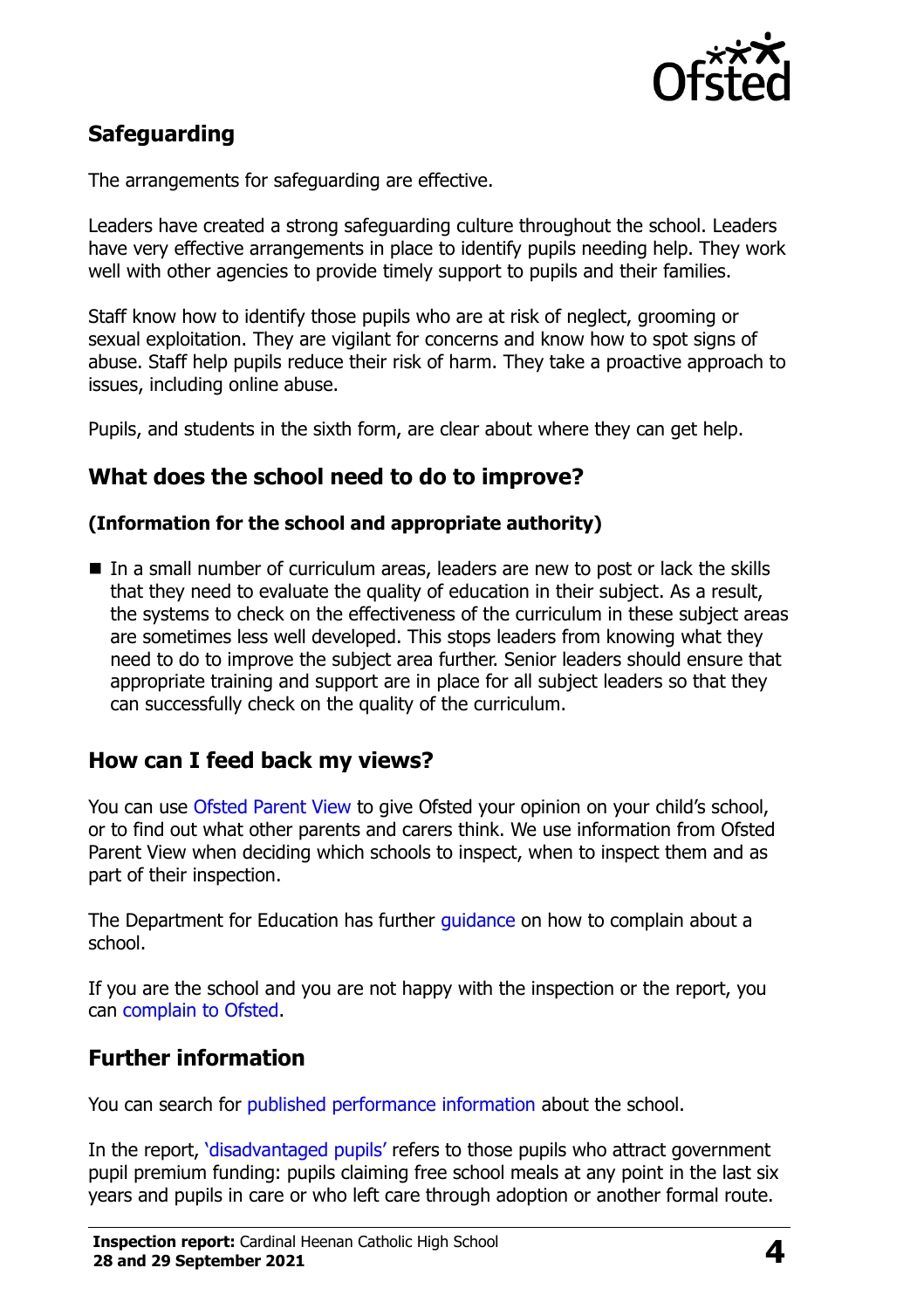## Safeguarding

The arrangements for safeguarding are effective.

Leaders have created a strong safeguarding culture throughout the school. Leaders have very effective arrangements in place to identify pupils needing help. They work well with other agencies to provide timely support to pupils and their families.

Staff know how to identify those pupils who are at risk of neglect, grooming or sexual exploitation. They are vigilant for concerns and know how to spot signs of abuse. Staff help pupils reduce their risk of harm. They take a proactive approach to issues, including online abuse.

Pupils, and students in the sixth form, are clear about where they can get help.

## What does the school need to do to improve?

### (Information for the school and appropriate authority)

- In a small number of curriculum areas, leaders are new to post or lack the skills that they need to evaluate the quality of education in their subject. As a result, the systems to check on the effectiveness of the curriculum in these subject areas are sometimes less well developed. This stops leaders from knowing what they need to do to improve the subject area further. Senior leaders should ensure that appropriate training and support are in place for all subject leaders so that they can successfully check on the quality of the curriculum.

## How can I feed back my views?

You can use Ofsted Parent View to give Ofsted your opinion on your child's school, or to find out what other parents and carers think. We use information from Ofsted Parent View when deciding which schools to inspect, when to inspect them and as part of their inspection.

The Department for Education has further guidance on how to complain about a school.

If you are the school and you are not happy with the inspection or the report, you can complain to Ofsted.

## Further information

You can search for published performance information about the school.

In the report, 'disadvantaged pupils' refers to those pupils who attract government pupil premium funding: pupils claiming free school meals at any point in the last six years and pupils in care or who left care through adoption or another formal route.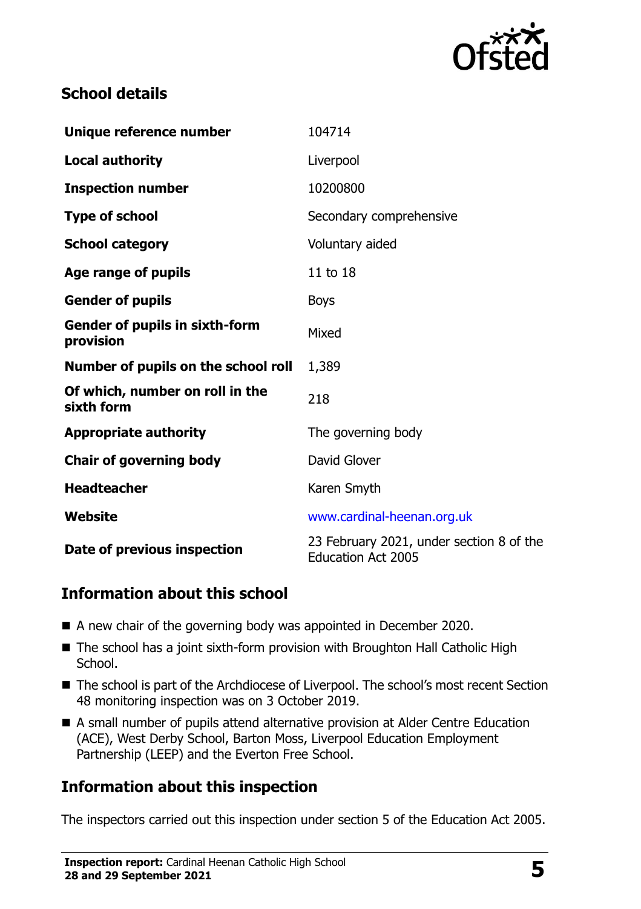## School details

| | |
|---|---|
| **Unique reference number** | 104714 |
| **Local authority** | Liverpool |
| **Inspection number** | 10200800 |
| **Type of school** | Secondary comprehensive |
| **School category** | Voluntary aided |
| **Age range of pupils** | 11 to 18 |
| **Gender of pupils** | Boys |
| **Gender of pupils in sixth-form provision** | Mixed |
| **Number of pupils on the school roll** | 1,389 |
| **Of which, number on roll in the sixth form** | 218 |
| **Appropriate authority** | The governing body |
| **Chair of governing body** | David Glover |
| **Headteacher** | Karen Smyth |
| **Website** | www.cardinal-heenan.org.uk |
| **Date of previous inspection** | 23 February 2021, under section 8 of the Education Act 2005 |

## Information about this school

- A new chair of the governing body was appointed in December 2020.
- The school has a joint sixth-form provision with Broughton Hall Catholic High School.
- The school is part of the Archdiocese of Liverpool. The school's most recent Section 48 monitoring inspection was on 3 October 2019.
- A small number of pupils attend alternative provision at Alder Centre Education (ACE), West Derby School, Barton Moss, Liverpool Education Employment Partnership (LEEP) and the Everton Free School.

## Information about this inspection

The inspectors carried out this inspection under section 5 of the Education Act 2005.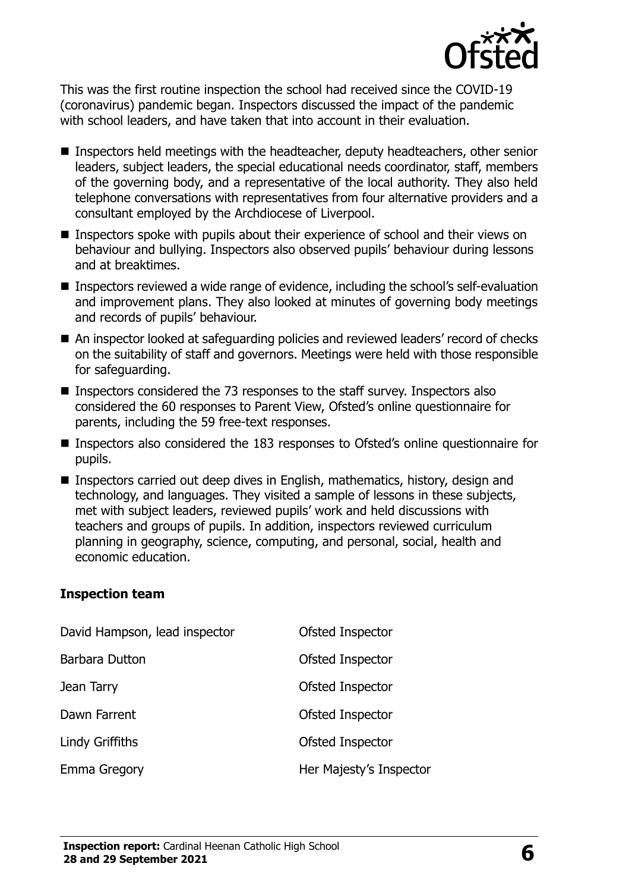This was the first routine inspection the school had received since the COVID-19 (coronavirus) pandemic began. Inspectors discussed the impact of the pandemic with school leaders, and have taken that into account in their evaluation.

- Inspectors held meetings with the headteacher, deputy headteachers, other senior leaders, subject leaders, the special educational needs coordinator, staff, members of the governing body, and a representative of the local authority. They also held telephone conversations with representatives from four alternative providers and a consultant employed by the Archdiocese of Liverpool.
- Inspectors spoke with pupils about their experience of school and their views on behaviour and bullying. Inspectors also observed pupils' behaviour during lessons and at breaktimes.
- Inspectors reviewed a wide range of evidence, including the school's self-evaluation and improvement plans. They also looked at minutes of governing body meetings and records of pupils' behaviour.
- An inspector looked at safeguarding policies and reviewed leaders' record of checks on the suitability of staff and governors. Meetings were held with those responsible for safeguarding.
- Inspectors considered the 73 responses to the staff survey. Inspectors also considered the 60 responses to Parent View, Ofsted's online questionnaire for parents, including the 59 free-text responses.
- Inspectors also considered the 183 responses to Ofsted's online questionnaire for pupils.
- Inspectors carried out deep dives in English, mathematics, history, design and technology, and languages. They visited a sample of lessons in these subjects, met with subject leaders, reviewed pupils' work and held discussions with teachers and groups of pupils. In addition, inspectors reviewed curriculum planning in geography, science, computing, and personal, social, health and economic education.

### Inspection team

| | |
|---|---|
| David Hampson, lead inspector | Ofsted Inspector |
| Barbara Dutton | Ofsted Inspector |
| Jean Tarry | Ofsted Inspector |
| Dawn Farrent | Ofsted Inspector |
| Lindy Griffiths | Ofsted Inspector |
| Emma Gregory | Her Majesty's Inspector |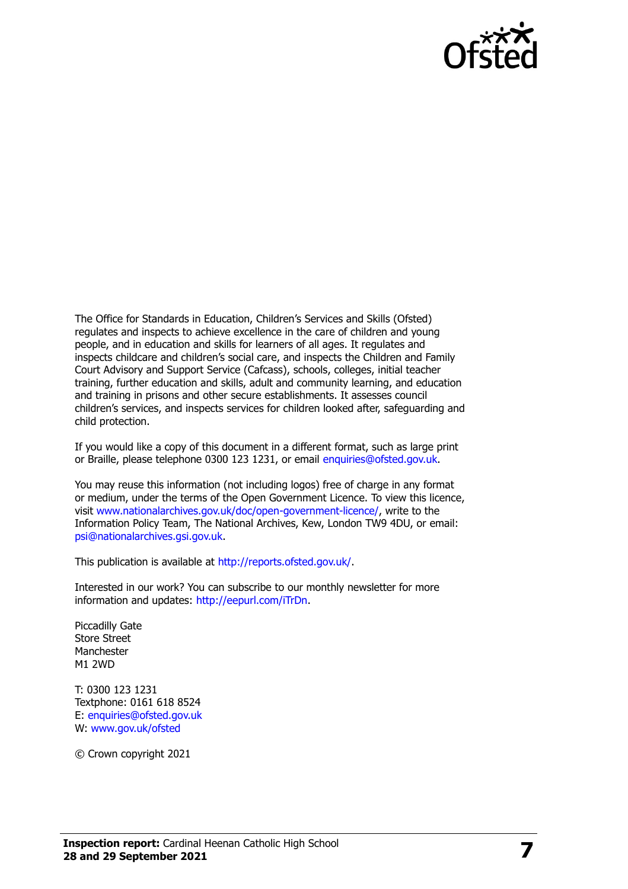The Office for Standards in Education, Children's Services and Skills (Ofsted) regulates and inspects to achieve excellence in the care of children and young people, and in education and skills for learners of all ages. It regulates and inspects childcare and children's social care, and inspects the Children and Family Court Advisory and Support Service (Cafcass), schools, colleges, initial teacher training, further education and skills, adult and community learning, and education and training in prisons and other secure establishments. It assesses council children's services, and inspects services for children looked after, safeguarding and child protection.

If you would like a copy of this document in a different format, such as large print or Braille, please telephone 0300 123 1231, or email enquiries@ofsted.gov.uk.

You may reuse this information (not including logos) free of charge in any format or medium, under the terms of the Open Government Licence. To view this licence, visit www.nationalarchives.gov.uk/doc/open-government-licence/, write to the Information Policy Team, The National Archives, Kew, London TW9 4DU, or email: psi@nationalarchives.gsi.gov.uk.

This publication is available at http://reports.ofsted.gov.uk/.

Interested in our work? You can subscribe to our monthly newsletter for more information and updates: http://eepurl.com/iTrDn.

Piccadilly Gate
Store Street
Manchester
M1 2WD

T: 0300 123 1231
Textphone: 0161 618 8524
E: enquiries@ofsted.gov.uk
W: www.gov.uk/ofsted

© Crown copyright 2021